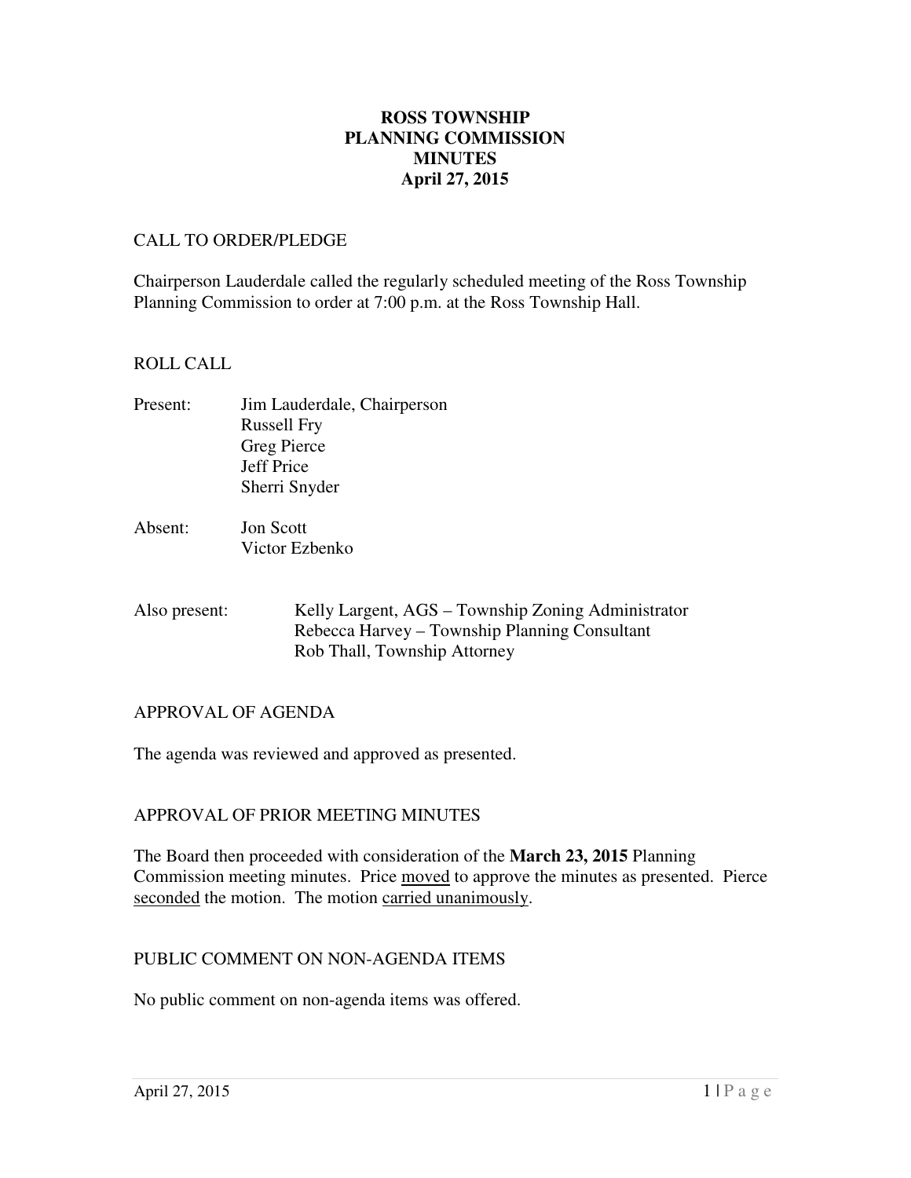# ROSS TOWNSHIP
# PLANNING COMMISSION
# MINUTES
# April 27, 2015

## CALL TO ORDER/PLEDGE

Chairperson Lauderdale called the regularly scheduled meeting of the Ross Township Planning Commission to order at 7:00 p.m. at the Ross Township Hall.

## ROLL CALL

Present: Jim Lauderdale, Chairperson
Russell Fry
Greg Pierce
Jeff Price
Sherri Snyder

Absent: Jon Scott
Victor Ezbenko

Also present: Kelly Largent, AGS – Township Zoning Administrator
Rebecca Harvey – Township Planning Consultant
Rob Thall, Township Attorney

## APPROVAL OF AGENDA

The agenda was reviewed and approved as presented.

## APPROVAL OF PRIOR MEETING MINUTES

The Board then proceeded with consideration of the **March 23, 2015** Planning Commission meeting minutes. Price moved to approve the minutes as presented. Pierce seconded the motion. The motion carried unanimously.

## PUBLIC COMMENT ON NON-AGENDA ITEMS

No public comment on non-agenda items was offered.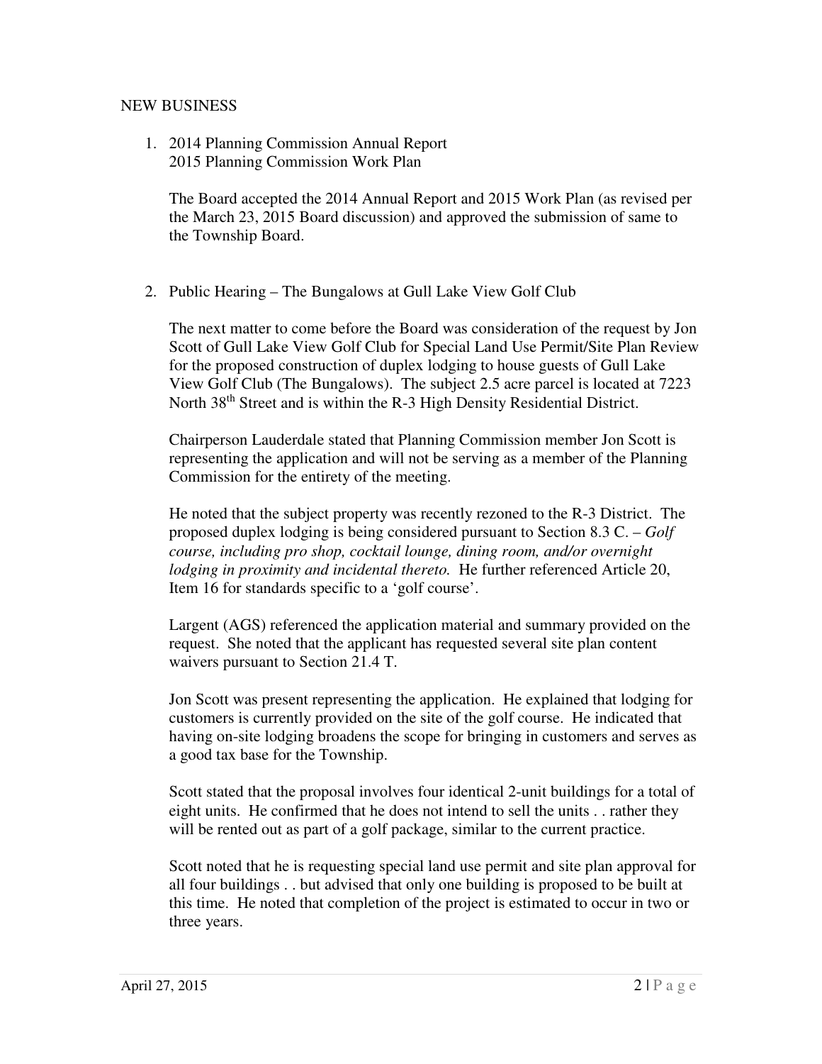NEW BUSINESS

1. 2014 Planning Commission Annual Report
   2015 Planning Commission Work Plan

   The Board accepted the 2014 Annual Report and 2015 Work Plan (as revised per the March 23, 2015 Board discussion) and approved the submission of same to the Township Board.

2. Public Hearing – The Bungalows at Gull Lake View Golf Club

   The next matter to come before the Board was consideration of the request by Jon Scott of Gull Lake View Golf Club for Special Land Use Permit/Site Plan Review for the proposed construction of duplex lodging to house guests of Gull Lake View Golf Club (The Bungalows). The subject 2.5 acre parcel is located at 7223 North 38th Street and is within the R-3 High Density Residential District.

   Chairperson Lauderdale stated that Planning Commission member Jon Scott is representing the application and will not be serving as a member of the Planning Commission for the entirety of the meeting.

   He noted that the subject property was recently rezoned to the R-3 District. The proposed duplex lodging is being considered pursuant to Section 8.3 C. – *Golf course, including pro shop, cocktail lounge, dining room, and/or overnight lodging in proximity and incidental thereto.* He further referenced Article 20, Item 16 for standards specific to a 'golf course'.

   Largent (AGS) referenced the application material and summary provided on the request. She noted that the applicant has requested several site plan content waivers pursuant to Section 21.4 T.

   Jon Scott was present representing the application. He explained that lodging for customers is currently provided on the site of the golf course. He indicated that having on-site lodging broadens the scope for bringing in customers and serves as a good tax base for the Township.

   Scott stated that the proposal involves four identical 2-unit buildings for a total of eight units. He confirmed that he does not intend to sell the units . . rather they will be rented out as part of a golf package, similar to the current practice.

   Scott noted that he is requesting special land use permit and site plan approval for all four buildings . . but advised that only one building is proposed to be built at this time. He noted that completion of the project is estimated to occur in two or three years.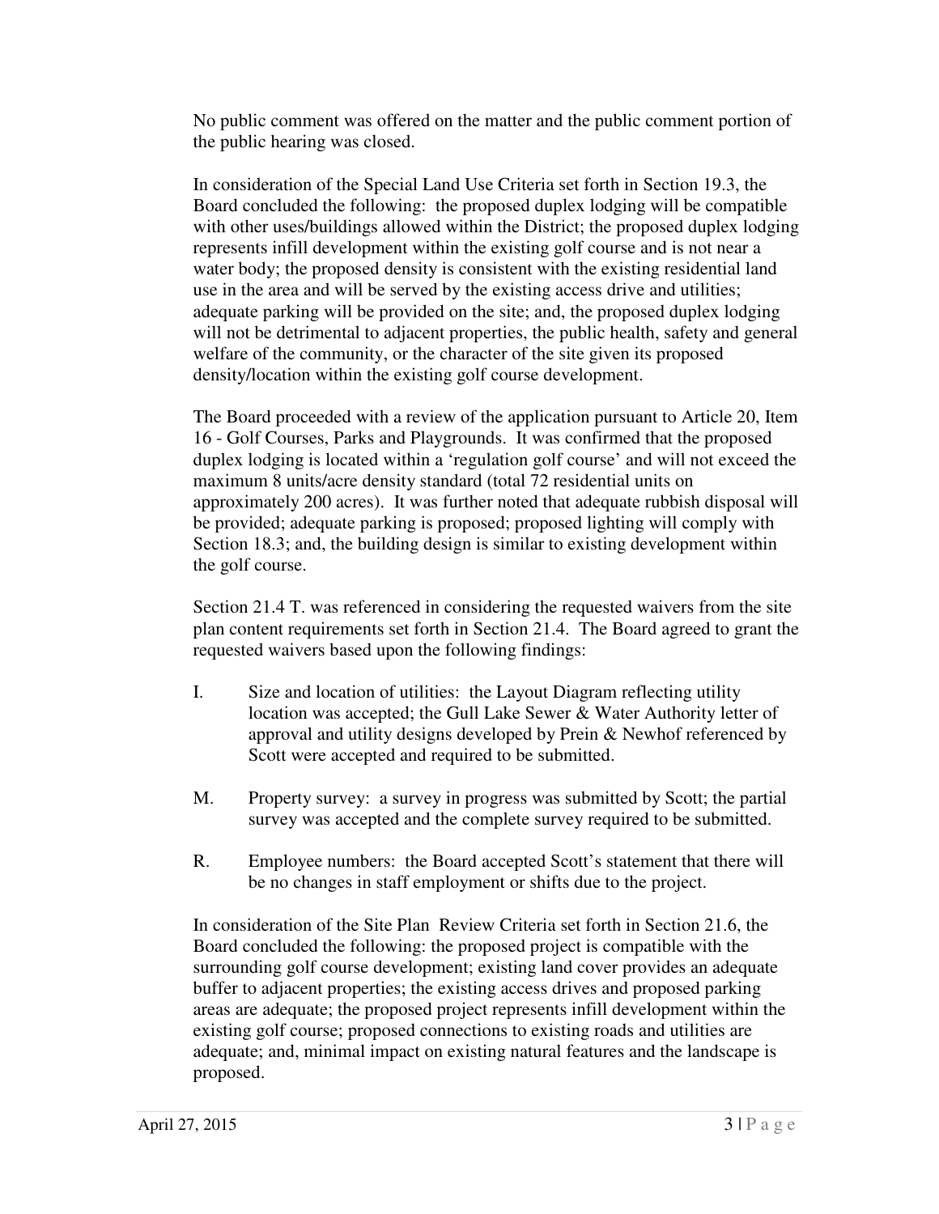No public comment was offered on the matter and the public comment portion of the public hearing was closed.

In consideration of the Special Land Use Criteria set forth in Section 19.3, the Board concluded the following: the proposed duplex lodging will be compatible with other uses/buildings allowed within the District; the proposed duplex lodging represents infill development within the existing golf course and is not near a water body; the proposed density is consistent with the existing residential land use in the area and will be served by the existing access drive and utilities; adequate parking will be provided on the site; and, the proposed duplex lodging will not be detrimental to adjacent properties, the public health, safety and general welfare of the community, or the character of the site given its proposed density/location within the existing golf course development.

The Board proceeded with a review of the application pursuant to Article 20, Item 16 - Golf Courses, Parks and Playgrounds. It was confirmed that the proposed duplex lodging is located within a 'regulation golf course' and will not exceed the maximum 8 units/acre density standard (total 72 residential units on approximately 200 acres). It was further noted that adequate rubbish disposal will be provided; adequate parking is proposed; proposed lighting will comply with Section 18.3; and, the building design is similar to existing development within the golf course.

Section 21.4 T. was referenced in considering the requested waivers from the site plan content requirements set forth in Section 21.4. The Board agreed to grant the requested waivers based upon the following findings:

I. Size and location of utilities: the Layout Diagram reflecting utility location was accepted; the Gull Lake Sewer & Water Authority letter of approval and utility designs developed by Prein & Newhof referenced by Scott were accepted and required to be submitted.

M. Property survey: a survey in progress was submitted by Scott; the partial survey was accepted and the complete survey required to be submitted.

R. Employee numbers: the Board accepted Scott's statement that there will be no changes in staff employment or shifts due to the project.

In consideration of the Site Plan Review Criteria set forth in Section 21.6, the Board concluded the following: the proposed project is compatible with the surrounding golf course development; existing land cover provides an adequate buffer to adjacent properties; the existing access drives and proposed parking areas are adequate; the proposed project represents infill development within the existing golf course; proposed connections to existing roads and utilities are adequate; and, minimal impact on existing natural features and the landscape is proposed.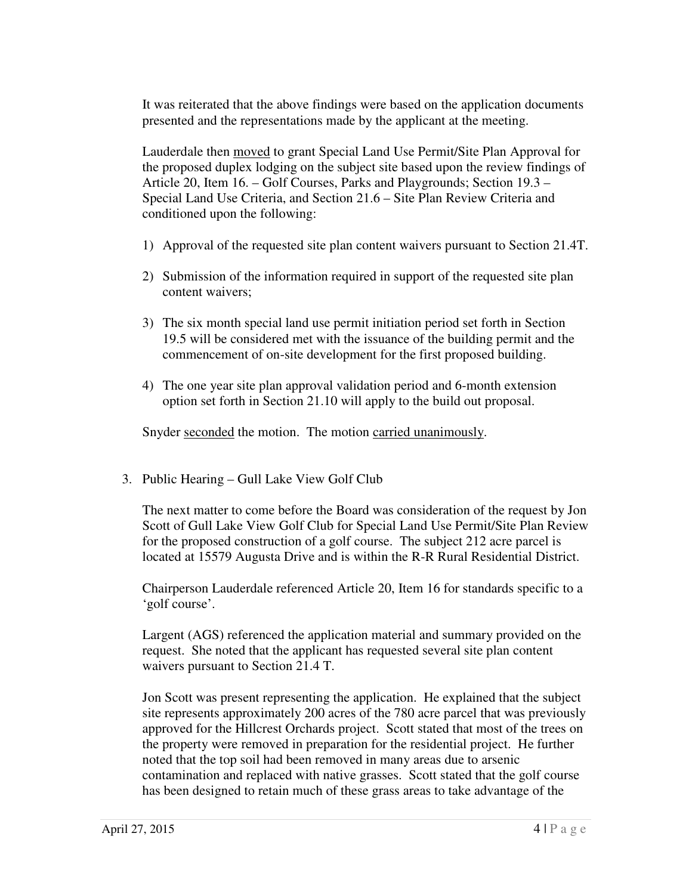It was reiterated that the above findings were based on the application documents presented and the representations made by the applicant at the meeting.

Lauderdale then moved to grant Special Land Use Permit/Site Plan Approval for the proposed duplex lodging on the subject site based upon the review findings of Article 20, Item 16. – Golf Courses, Parks and Playgrounds; Section 19.3 – Special Land Use Criteria, and Section 21.6 – Site Plan Review Criteria and conditioned upon the following:

1) Approval of the requested site plan content waivers pursuant to Section 21.4T.

2) Submission of the information required in support of the requested site plan content waivers;

3) The six month special land use permit initiation period set forth in Section 19.5 will be considered met with the issuance of the building permit and the commencement of on-site development for the first proposed building.

4) The one year site plan approval validation period and 6-month extension option set forth in Section 21.10 will apply to the build out proposal.

Snyder seconded the motion. The motion carried unanimously.

3. Public Hearing – Gull Lake View Golf Club

The next matter to come before the Board was consideration of the request by Jon Scott of Gull Lake View Golf Club for Special Land Use Permit/Site Plan Review for the proposed construction of a golf course. The subject 212 acre parcel is located at 15579 Augusta Drive and is within the R-R Rural Residential District.

Chairperson Lauderdale referenced Article 20, Item 16 for standards specific to a 'golf course'.

Largent (AGS) referenced the application material and summary provided on the request. She noted that the applicant has requested several site plan content waivers pursuant to Section 21.4 T.

Jon Scott was present representing the application. He explained that the subject site represents approximately 200 acres of the 780 acre parcel that was previously approved for the Hillcrest Orchards project. Scott stated that most of the trees on the property were removed in preparation for the residential project. He further noted that the top soil had been removed in many areas due to arsenic contamination and replaced with native grasses. Scott stated that the golf course has been designed to retain much of these grass areas to take advantage of the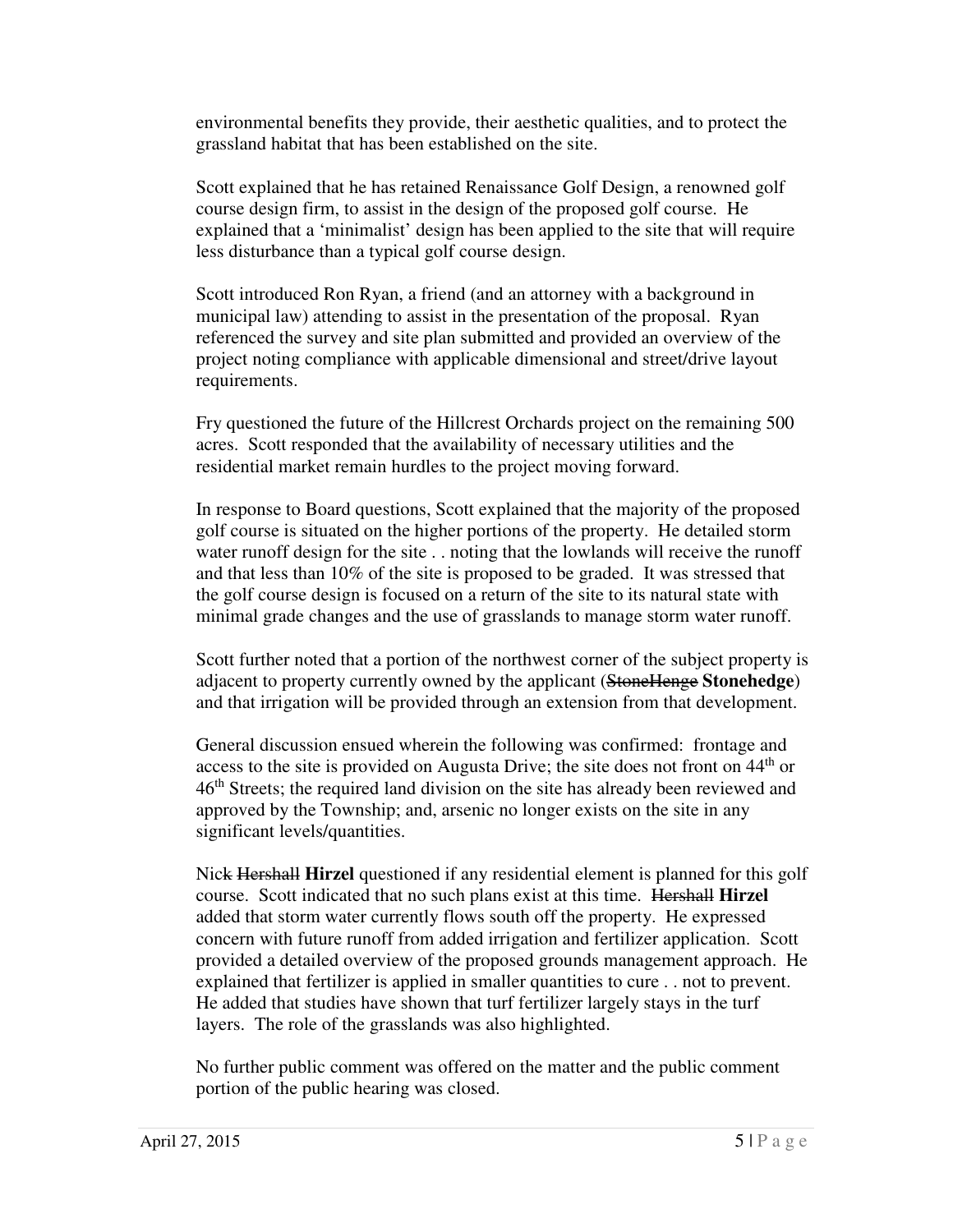environmental benefits they provide, their aesthetic qualities, and to protect the grassland habitat that has been established on the site.

Scott explained that he has retained Renaissance Golf Design, a renowned golf course design firm, to assist in the design of the proposed golf course. He explained that a 'minimalist' design has been applied to the site that will require less disturbance than a typical golf course design.

Scott introduced Ron Ryan, a friend (and an attorney with a background in municipal law) attending to assist in the presentation of the proposal. Ryan referenced the survey and site plan submitted and provided an overview of the project noting compliance with applicable dimensional and street/drive layout requirements.

Fry questioned the future of the Hillcrest Orchards project on the remaining 500 acres. Scott responded that the availability of necessary utilities and the residential market remain hurdles to the project moving forward.

In response to Board questions, Scott explained that the majority of the proposed golf course is situated on the higher portions of the property. He detailed storm water runoff design for the site . . noting that the lowlands will receive the runoff and that less than 10% of the site is proposed to be graded. It was stressed that the golf course design is focused on a return of the site to its natural state with minimal grade changes and the use of grasslands to manage storm water runoff.

Scott further noted that a portion of the northwest corner of the subject property is adjacent to property currently owned by the applicant (~~StoneHenge~~ **Stonehedge**) and that irrigation will be provided through an extension from that development.

General discussion ensued wherein the following was confirmed: frontage and access to the site is provided on Augusta Drive; the site does not front on 44th or 46th Streets; the required land division on the site has already been reviewed and approved by the Township; and, arsenic no longer exists on the site in any significant levels/quantities.

Nic~~k~~ ~~Hershall~~ **Hirzel** questioned if any residential element is planned for this golf course. Scott indicated that no such plans exist at this time. ~~Hershall~~ **Hirzel** added that storm water currently flows south off the property. He expressed concern with future runoff from added irrigation and fertilizer application. Scott provided a detailed overview of the proposed grounds management approach. He explained that fertilizer is applied in smaller quantities to cure . . not to prevent. He added that studies have shown that turf fertilizer largely stays in the turf layers. The role of the grasslands was also highlighted.

No further public comment was offered on the matter and the public comment portion of the public hearing was closed.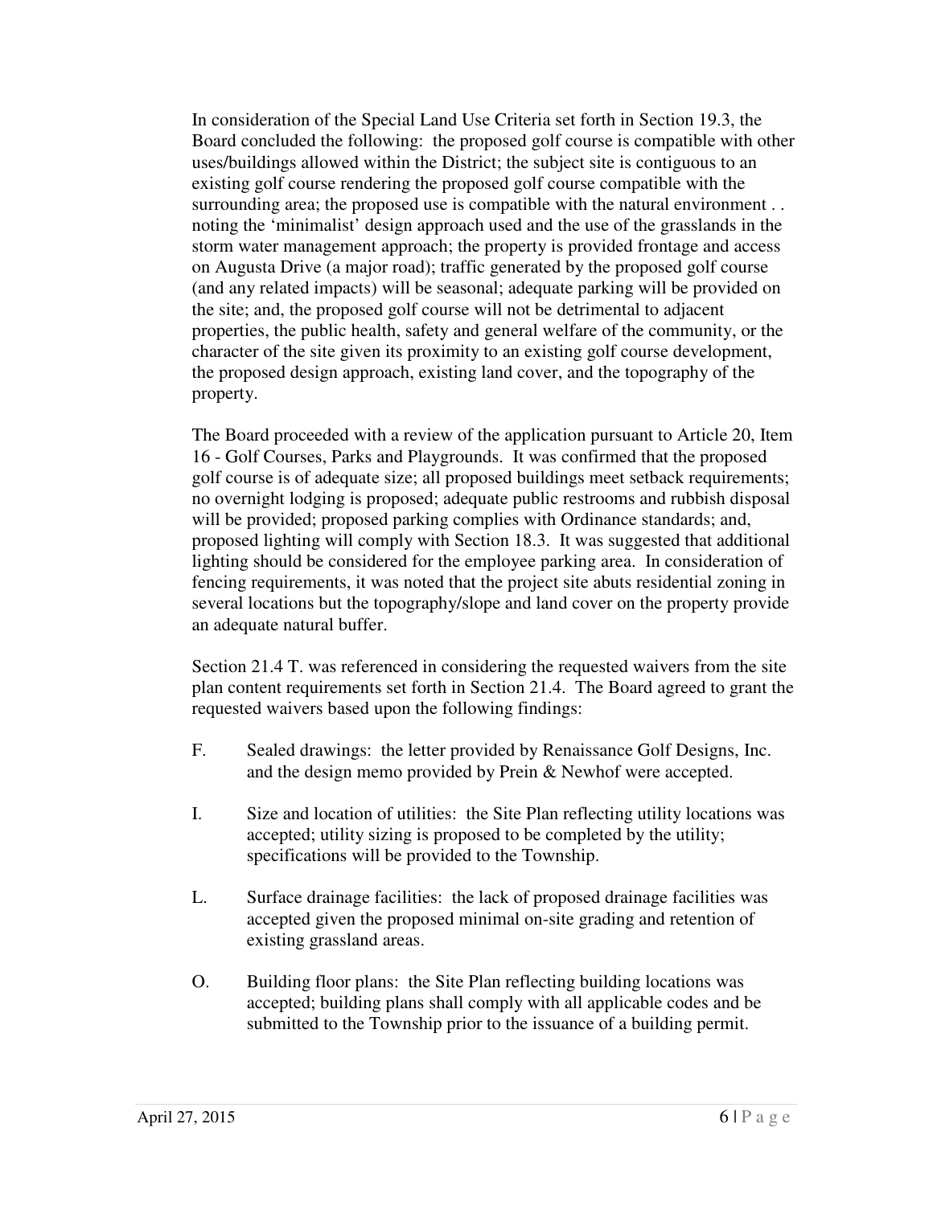In consideration of the Special Land Use Criteria set forth in Section 19.3, the Board concluded the following: the proposed golf course is compatible with other uses/buildings allowed within the District; the subject site is contiguous to an existing golf course rendering the proposed golf course compatible with the surrounding area; the proposed use is compatible with the natural environment . . noting the 'minimalist' design approach used and the use of the grasslands in the storm water management approach; the property is provided frontage and access on Augusta Drive (a major road); traffic generated by the proposed golf course (and any related impacts) will be seasonal; adequate parking will be provided on the site; and, the proposed golf course will not be detrimental to adjacent properties, the public health, safety and general welfare of the community, or the character of the site given its proximity to an existing golf course development, the proposed design approach, existing land cover, and the topography of the property.

The Board proceeded with a review of the application pursuant to Article 20, Item 16 - Golf Courses, Parks and Playgrounds. It was confirmed that the proposed golf course is of adequate size; all proposed buildings meet setback requirements; no overnight lodging is proposed; adequate public restrooms and rubbish disposal will be provided; proposed parking complies with Ordinance standards; and, proposed lighting will comply with Section 18.3. It was suggested that additional lighting should be considered for the employee parking area. In consideration of fencing requirements, it was noted that the project site abuts residential zoning in several locations but the topography/slope and land cover on the property provide an adequate natural buffer.

Section 21.4 T. was referenced in considering the requested waivers from the site plan content requirements set forth in Section 21.4. The Board agreed to grant the requested waivers based upon the following findings:

F. Sealed drawings: the letter provided by Renaissance Golf Designs, Inc. and the design memo provided by Prein & Newhof were accepted.

I. Size and location of utilities: the Site Plan reflecting utility locations was accepted; utility sizing is proposed to be completed by the utility; specifications will be provided to the Township.

L. Surface drainage facilities: the lack of proposed drainage facilities was accepted given the proposed minimal on-site grading and retention of existing grassland areas.

O. Building floor plans: the Site Plan reflecting building locations was accepted; building plans shall comply with all applicable codes and be submitted to the Township prior to the issuance of a building permit.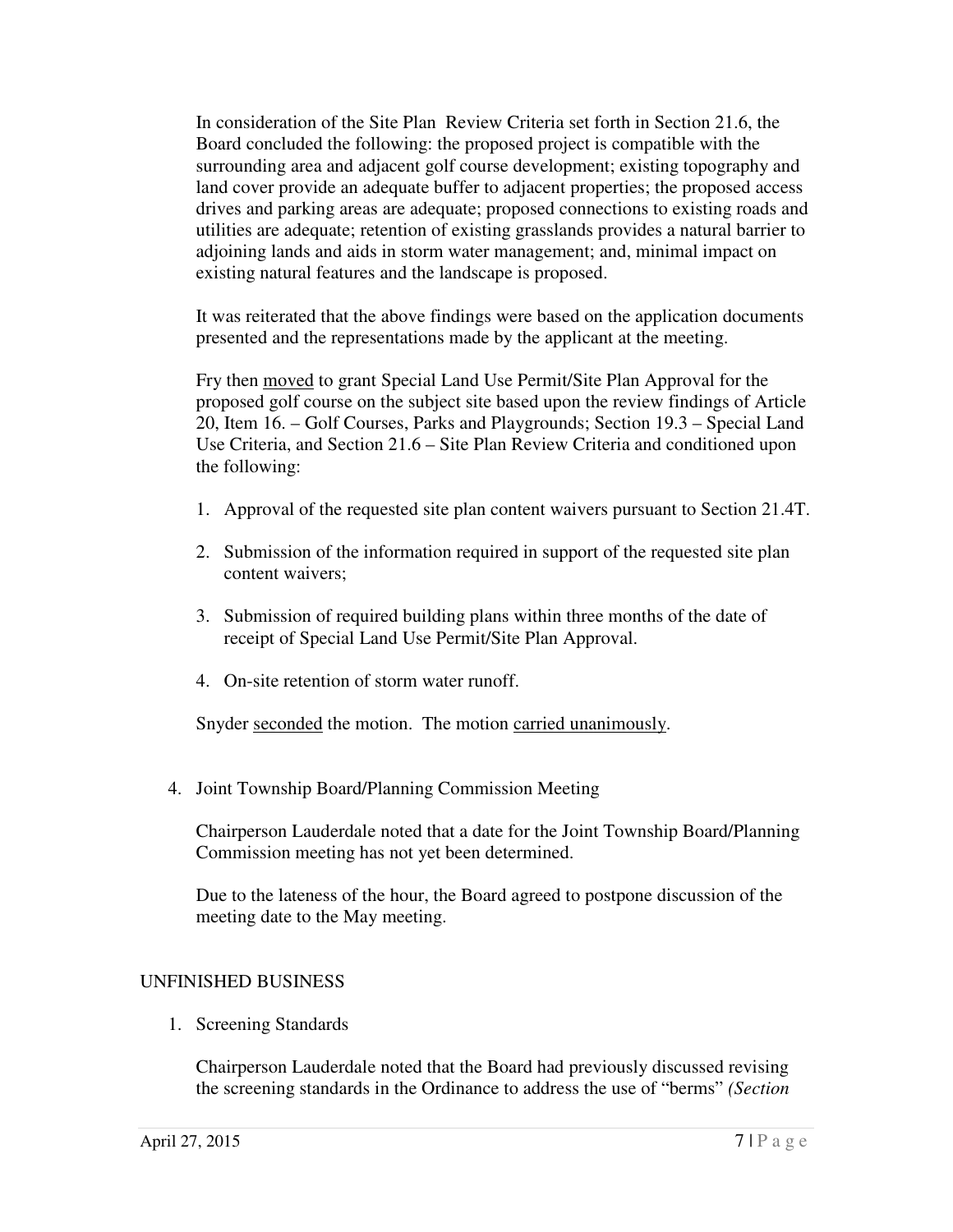In consideration of the Site Plan Review Criteria set forth in Section 21.6, the Board concluded the following: the proposed project is compatible with the surrounding area and adjacent golf course development; existing topography and land cover provide an adequate buffer to adjacent properties; the proposed access drives and parking areas are adequate; proposed connections to existing roads and utilities are adequate; retention of existing grasslands provides a natural barrier to adjoining lands and aids in storm water management; and, minimal impact on existing natural features and the landscape is proposed.

It was reiterated that the above findings were based on the application documents presented and the representations made by the applicant at the meeting.

Fry then <u>moved</u> to grant Special Land Use Permit/Site Plan Approval for the proposed golf course on the subject site based upon the review findings of Article 20, Item 16. – Golf Courses, Parks and Playgrounds; Section 19.3 – Special Land Use Criteria, and Section 21.6 – Site Plan Review Criteria and conditioned upon the following:

1. Approval of the requested site plan content waivers pursuant to Section 21.4T.
2. Submission of the information required in support of the requested site plan content waivers;
3. Submission of required building plans within three months of the date of receipt of Special Land Use Permit/Site Plan Approval.
4. On-site retention of storm water runoff.

Snyder <u>seconded</u> the motion. The motion <u>carried unanimously</u>.

4. Joint Township Board/Planning Commission Meeting

Chairperson Lauderdale noted that a date for the Joint Township Board/Planning Commission meeting has not yet been determined.

Due to the lateness of the hour, the Board agreed to postpone discussion of the meeting date to the May meeting.

## UNFINISHED BUSINESS

1. Screening Standards

Chairperson Lauderdale noted that the Board had previously discussed revising the screening standards in the Ordinance to address the use of "berms" *(Section*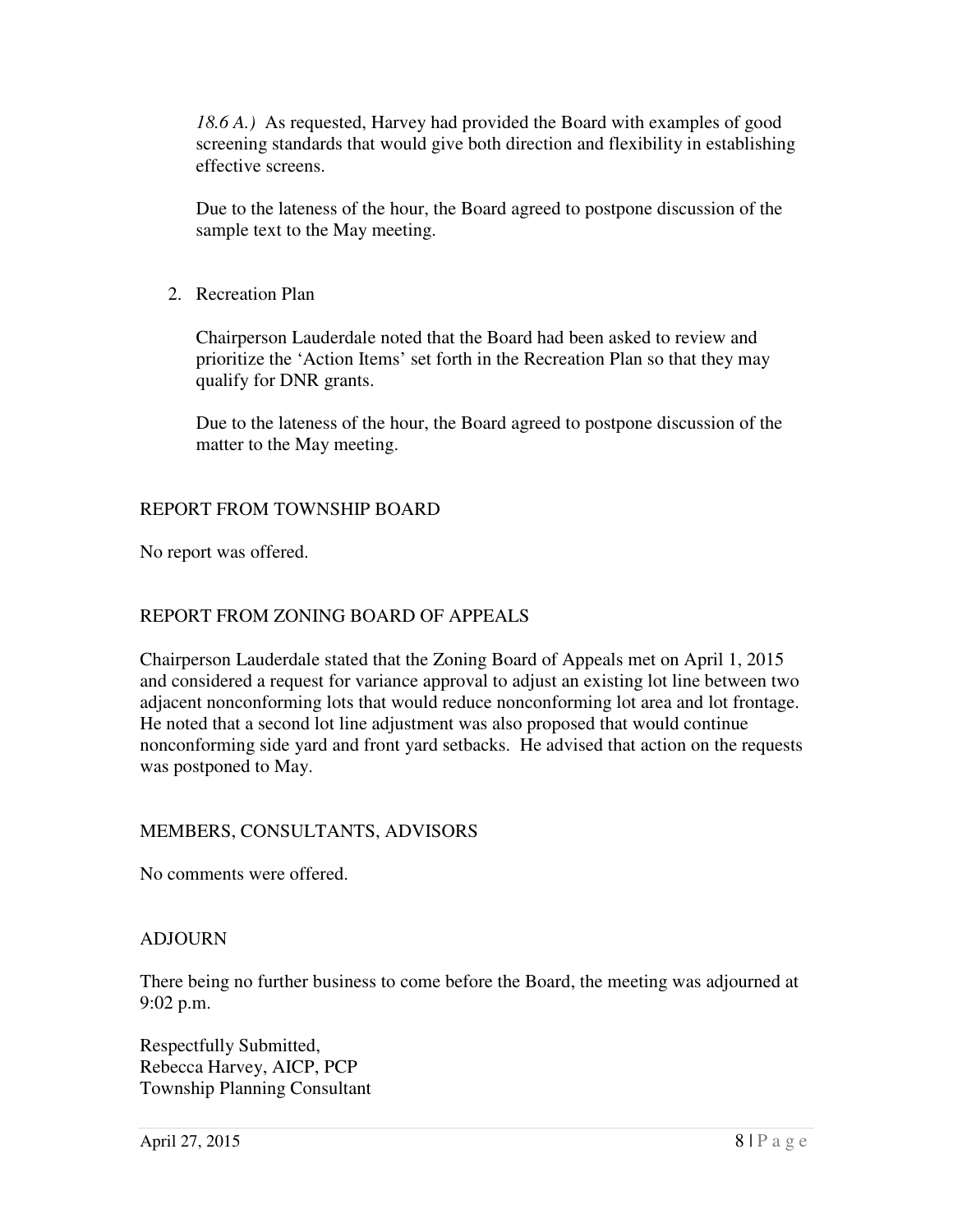*18.6 A.)* As requested, Harvey had provided the Board with examples of good screening standards that would give both direction and flexibility in establishing effective screens.

Due to the lateness of the hour, the Board agreed to postpone discussion of the sample text to the May meeting.

2. Recreation Plan

   Chairperson Lauderdale noted that the Board had been asked to review and prioritize the 'Action Items' set forth in the Recreation Plan so that they may qualify for DNR grants.

   Due to the lateness of the hour, the Board agreed to postpone discussion of the matter to the May meeting.

## REPORT FROM TOWNSHIP BOARD

No report was offered.

## REPORT FROM ZONING BOARD OF APPEALS

Chairperson Lauderdale stated that the Zoning Board of Appeals met on April 1, 2015 and considered a request for variance approval to adjust an existing lot line between two adjacent nonconforming lots that would reduce nonconforming lot area and lot frontage. He noted that a second lot line adjustment was also proposed that would continue nonconforming side yard and front yard setbacks. He advised that action on the requests was postponed to May.

## MEMBERS, CONSULTANTS, ADVISORS

No comments were offered.

## ADJOURN

There being no further business to come before the Board, the meeting was adjourned at 9:02 p.m.

Respectfully Submitted,
Rebecca Harvey, AICP, PCP
Township Planning Consultant